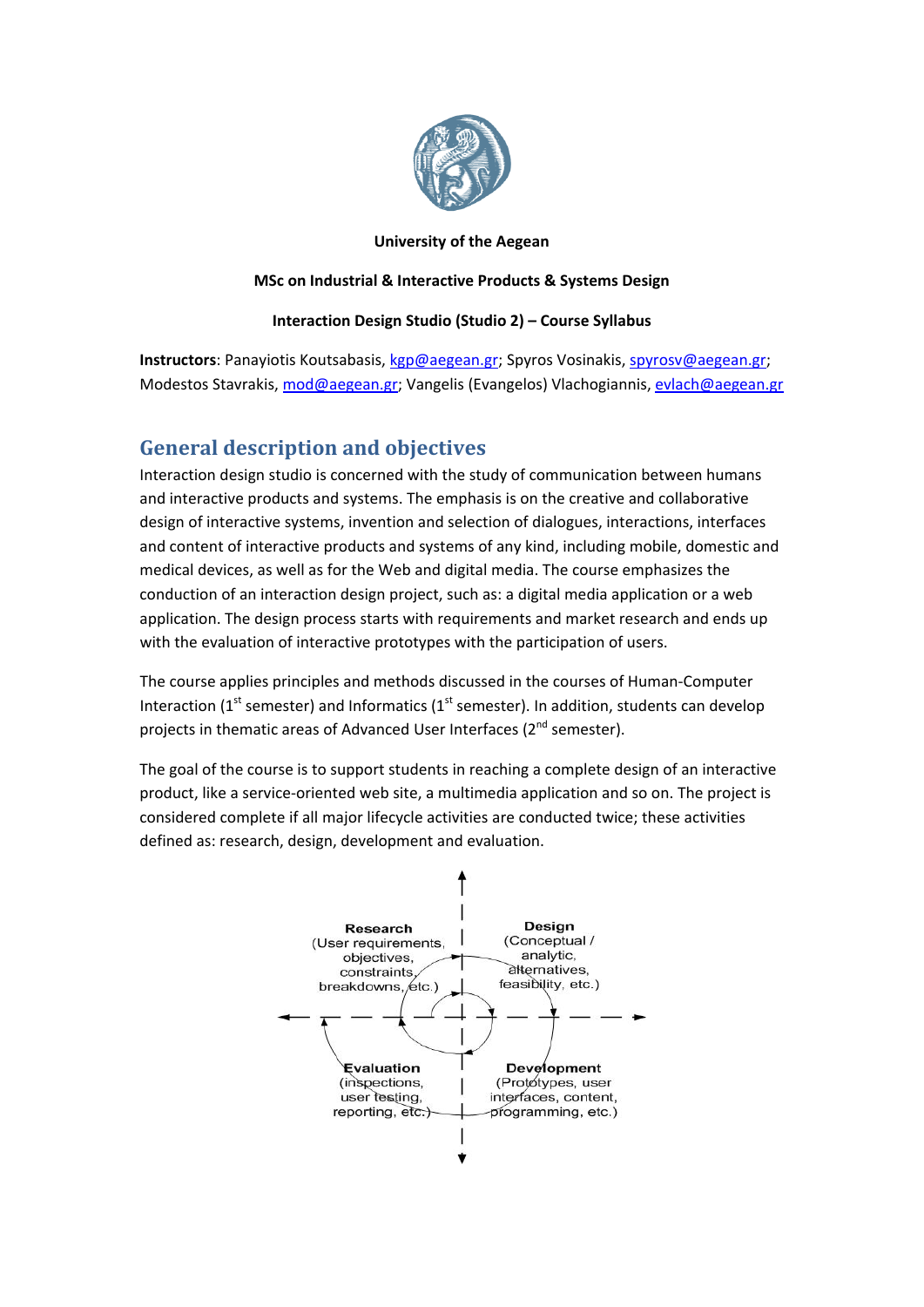**University of the Aegean**

**MSc on Industrial & Interactive Products & Systems Design**

**Interaction Design Studio (Studio 2) – Course Syllabus**

**Instructors**: Panayiotis Koutsabasis, kgp@aegean.gr; Spyros Vosinakis, spyrosv@aegean.gr; Modestos Stavrakis, mod@aegean.gr; Vangelis (Evangelos) Vlachogiannis, evlach@aegean.gr

## General description and objectives

Interaction design studio is concerned with the study of communication between humans and interactive products and systems. The emphasis is on the creative and collaborative design of interactive systems, invention and selection of dialogues, interactions, interfaces and content of interactive products and systems of any kind, including mobile, domestic and medical devices, as well as for the Web and digital media. The course emphasizes the conduction of an interaction design project, such as: a digital media application or a web application. The design process starts with requirements and market research and ends up with the evaluation of interactive prototypes with the participation of users.

The course applies principles and methods discussed in the courses of Human-Computer Interaction (1st semester) and Informatics (1st semester). In addition, students can develop projects in thematic areas of Advanced User Interfaces (2nd semester).

The goal of the course is to support students in reaching a complete design of an interactive product, like a service-oriented web site, a multimedia application and so on. The project is considered complete if all major lifecycle activities are conducted twice; these activities defined as: research, design, development and evaluation.

**Research** (User requirements, objectives, constraints, breakdowns, etc.)

**Design** (Conceptual / analytic, alternatives, feasibility, etc.)

**Evaluation** (inspections, user testing, reporting, etc.)

**Development** (Prototypes, user interfaces, content, programming, etc.)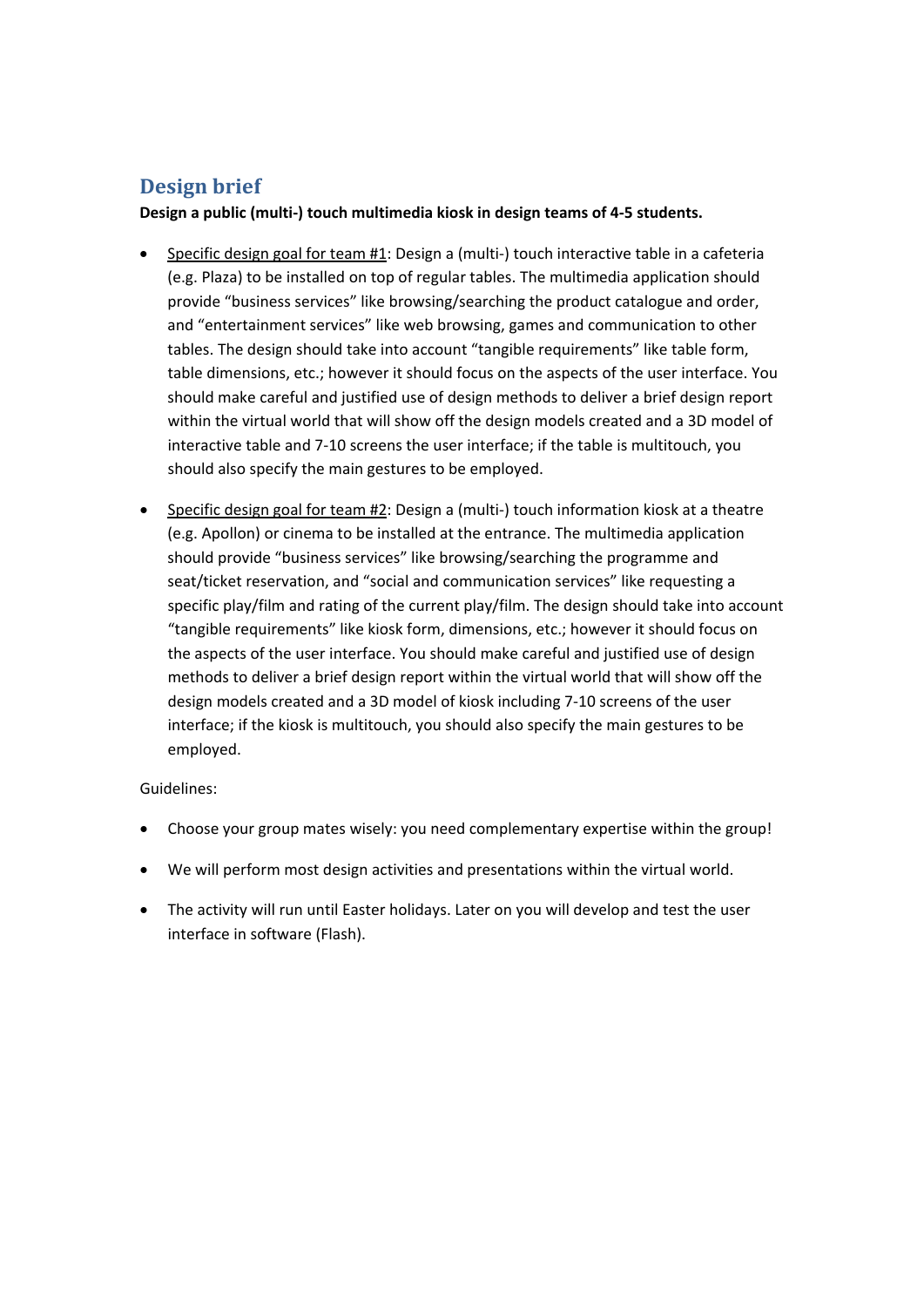## Design brief

**Design a public (multi-) touch multimedia kiosk in design teams of 4-5 students.**

- Specific design goal for team #1: Design a (multi-) touch interactive table in a cafeteria (e.g. Plaza) to be installed on top of regular tables. The multimedia application should provide "business services" like browsing/searching the product catalogue and order, and "entertainment services" like web browsing, games and communication to other tables. The design should take into account "tangible requirements" like table form, table dimensions, etc.; however it should focus on the aspects of the user interface. You should make careful and justified use of design methods to deliver a brief design report within the virtual world that will show off the design models created and a 3D model of interactive table and 7-10 screens the user interface; if the table is multitouch, you should also specify the main gestures to be employed.

- Specific design goal for team #2: Design a (multi-) touch information kiosk at a theatre (e.g. Apollon) or cinema to be installed at the entrance. The multimedia application should provide "business services" like browsing/searching the programme and seat/ticket reservation, and "social and communication services" like requesting a specific play/film and rating of the current play/film. The design should take into account "tangible requirements" like kiosk form, dimensions, etc.; however it should focus on the aspects of the user interface. You should make careful and justified use of design methods to deliver a brief design report within the virtual world that will show off the design models created and a 3D model of kiosk including 7-10 screens of the user interface; if the kiosk is multitouch, you should also specify the main gestures to be employed.

Guidelines:

- Choose your group mates wisely: you need complementary expertise within the group!
- We will perform most design activities and presentations within the virtual world.
- The activity will run until Easter holidays. Later on you will develop and test the user interface in software (Flash).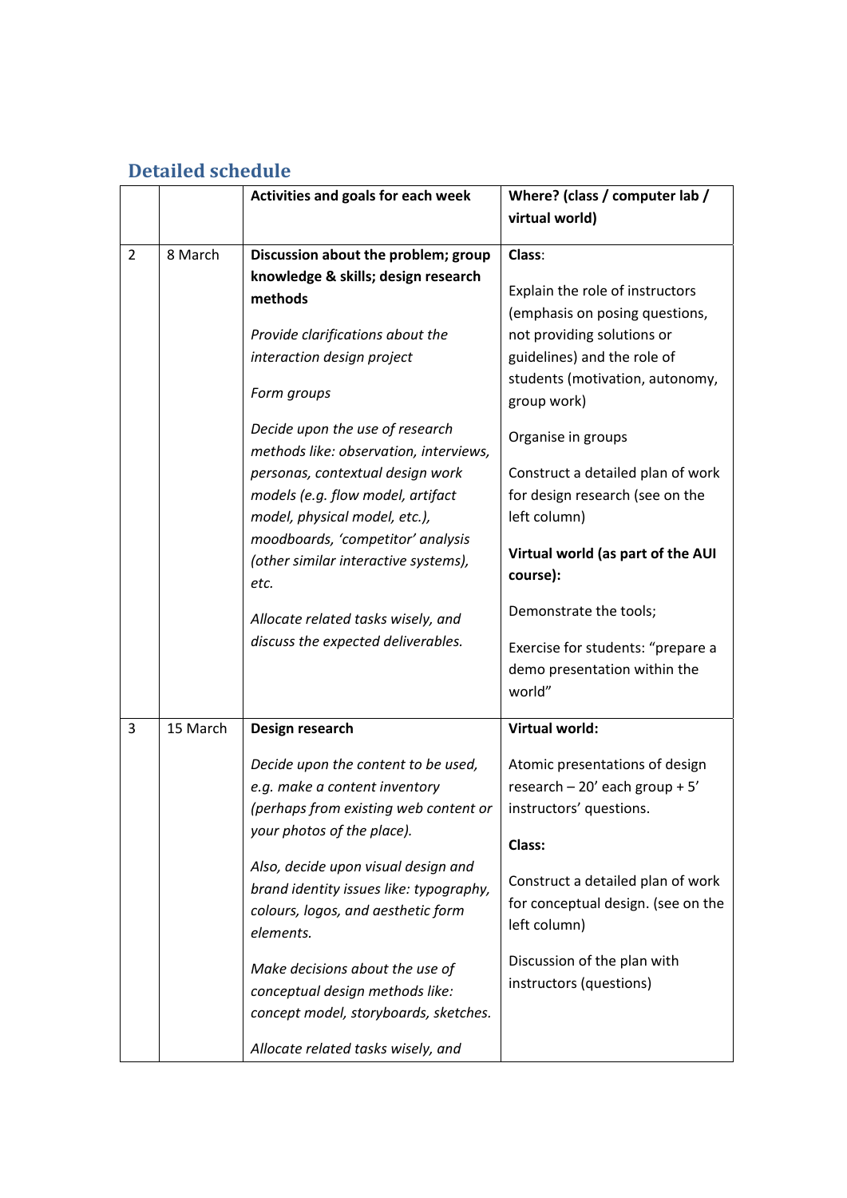## Detailed schedule

| | | Activities and goals for each week | Where? (class / computer lab / virtual world) |
|---|---|---|---|
| 2 | 8 March | **Discussion about the problem; group knowledge & skills; design research methods**<br><br>*Provide clarifications about the interaction design project*<br><br>*Form groups*<br><br>*Decide upon the use of research methods like: observation, interviews, personas, contextual design work models (e.g. flow model, artifact model, physical model, etc.), moodboards, 'competitor' analysis (other similar interactive systems), etc.*<br><br>*Allocate related tasks wisely, and discuss the expected deliverables.* | **Class**:<br><br>Explain the role of instructors (emphasis on posing questions, not providing solutions or guidelines) and the role of students (motivation, autonomy, group work)<br><br>Organise in groups<br><br>Construct a detailed plan of work for design research (see on the left column)<br><br>**Virtual world (as part of the AUI course):**<br><br>Demonstrate the tools;<br><br>Exercise for students: "prepare a demo presentation within the world" |
| 3 | 15 March | **Design research**<br><br>*Decide upon the content to be used, e.g. make a content inventory (perhaps from existing web content or your photos of the place).*<br><br>*Also, decide upon visual design and brand identity issues like: typography, colours, logos, and aesthetic form elements.*<br><br>*Make decisions about the use of conceptual design methods like: concept model, storyboards, sketches.*<br><br>*Allocate related tasks wisely, and* | **Virtual world:**<br><br>Atomic presentations of design research – 20' each group + 5' instructors' questions.<br><br>**Class:**<br><br>Construct a detailed plan of work for conceptual design. (see on the left column)<br><br>Discussion of the plan with instructors (questions) |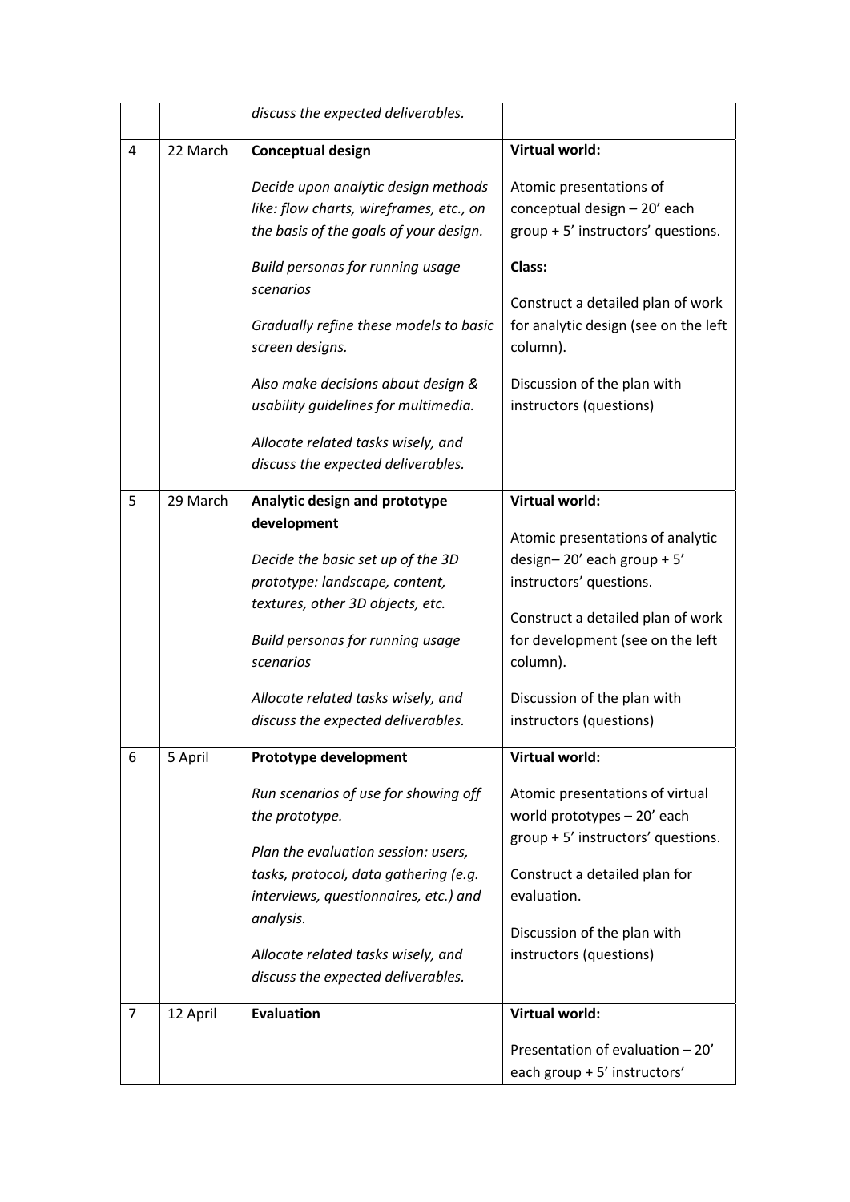| | | | |
|---|---|---|---|
| | | *discuss the expected deliverables.* | |
| 4 | 22 March | **Conceptual design**<br><br>*Decide upon analytic design methods like: flow charts, wireframes, etc., on the basis of the goals of your design.*<br><br>*Build personas for running usage scenarios*<br><br>*Gradually refine these models to basic screen designs.*<br><br>*Also make decisions about design & usability guidelines for multimedia.*<br><br>*Allocate related tasks wisely, and discuss the expected deliverables.* | **Virtual world:**<br><br>Atomic presentations of conceptual design – 20' each group + 5' instructors' questions.<br><br>**Class:**<br><br>Construct a detailed plan of work for analytic design (see on the left column).<br><br>Discussion of the plan with instructors (questions) |
| 5 | 29 March | **Analytic design and prototype development**<br><br>*Decide the basic set up of the 3D prototype: landscape, content, textures, other 3D objects, etc.*<br><br>*Build personas for running usage scenarios*<br><br>*Allocate related tasks wisely, and discuss the expected deliverables.* | **Virtual world:**<br><br>Atomic presentations of analytic design– 20' each group + 5' instructors' questions.<br><br>Construct a detailed plan of work for development (see on the left column).<br><br>Discussion of the plan with instructors (questions) |
| 6 | 5 April | **Prototype development**<br><br>*Run scenarios of use for showing off the prototype.*<br><br>*Plan the evaluation session: users, tasks, protocol, data gathering (e.g. interviews, questionnaires, etc.) and analysis.*<br><br>*Allocate related tasks wisely, and discuss the expected deliverables.* | **Virtual world:**<br><br>Atomic presentations of virtual world prototypes – 20' each group + 5' instructors' questions.<br><br>Construct a detailed plan for evaluation.<br><br>Discussion of the plan with instructors (questions) |
| 7 | 12 April | **Evaluation** | **Virtual world:**<br><br>Presentation of evaluation – 20' each group + 5' instructors' |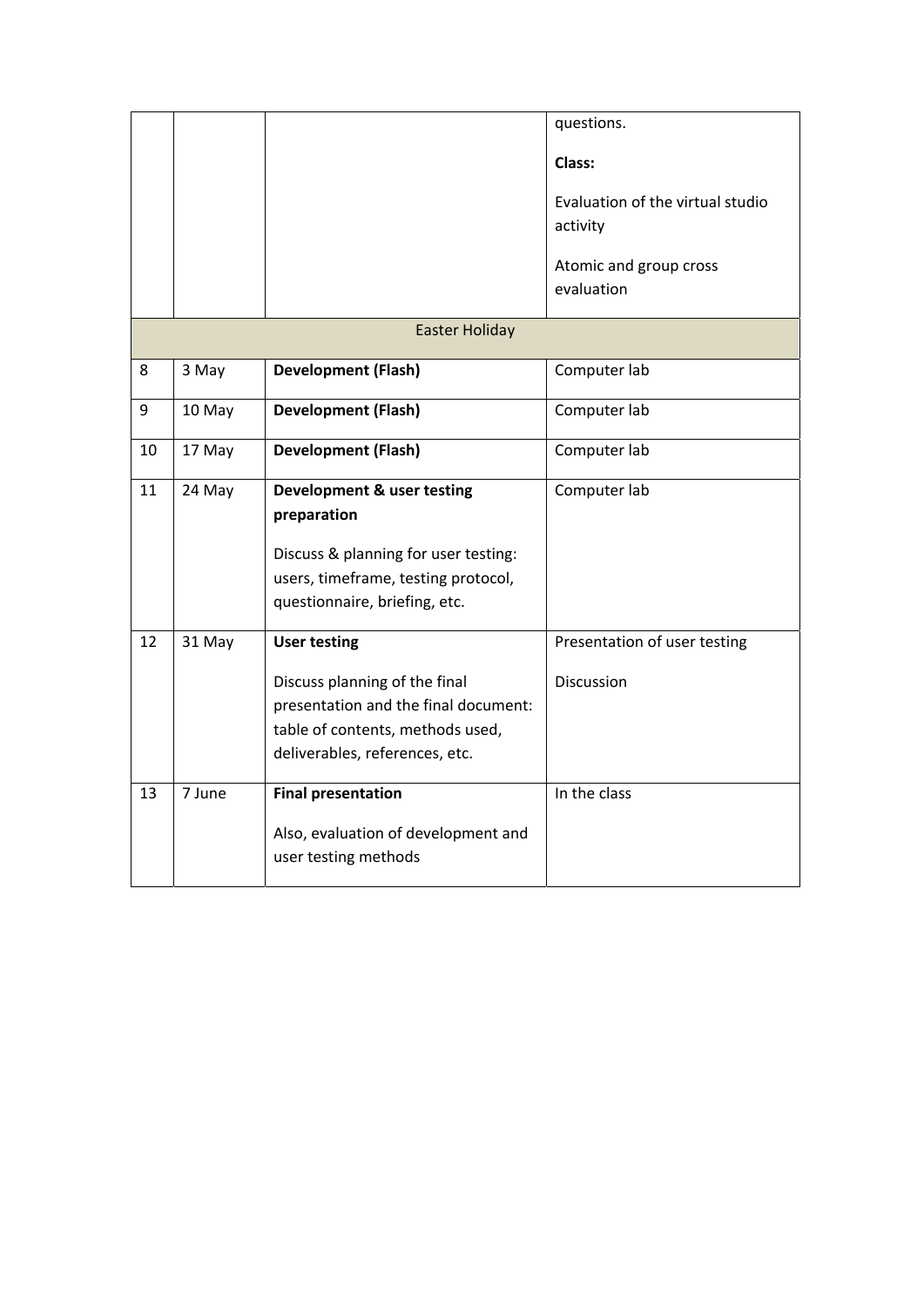| | | | |
|---|---|---|---|
| | | | questions.<br><br>**Class:**<br><br>Evaluation of the virtual studio activity<br><br>Atomic and group cross evaluation |
| Easter Holiday | | | |
| 8 | 3 May | **Development (Flash)** | Computer lab |
| 9 | 10 May | **Development (Flash)** | Computer lab |
| 10 | 17 May | **Development (Flash)** | Computer lab |
| 11 | 24 May | **Development & user testing preparation**<br><br>Discuss & planning for user testing: users, timeframe, testing protocol, questionnaire, briefing, etc. | Computer lab |
| 12 | 31 May | **User testing**<br><br>Discuss planning of the final presentation and the final document: table of contents, methods used, deliverables, references, etc. | Presentation of user testing<br><br>Discussion |
| 13 | 7 June | **Final presentation**<br><br>Also, evaluation of development and user testing methods | In the class |